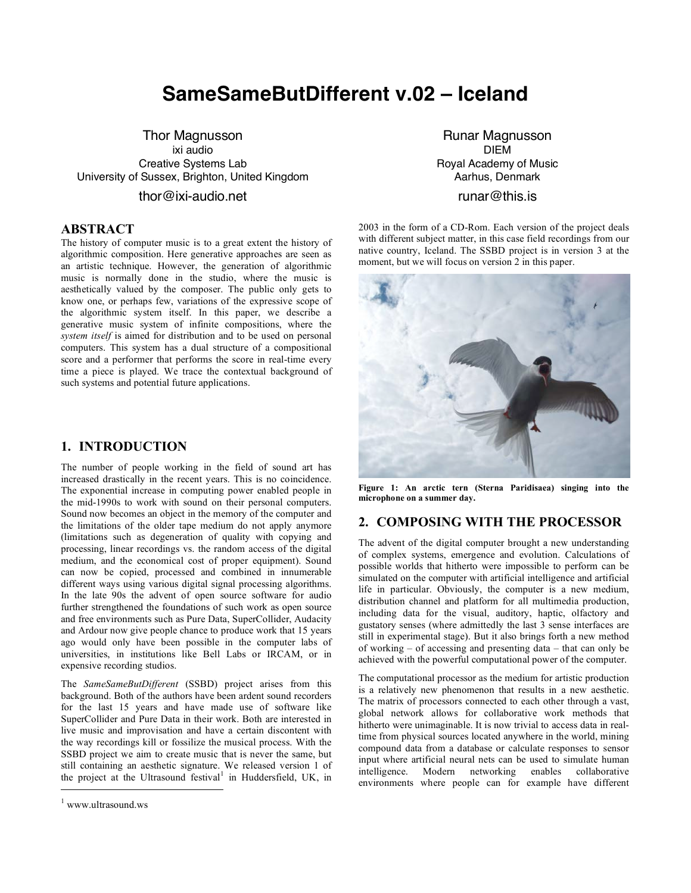# SameSameButDifferent v.02 – Iceland

Thor Magnusson
ixi audio
Creative Systems Lab
University of Sussex, Brighton, United Kingdom
thor@ixi-audio.net

Runar Magnusson
DIEM
Royal Academy of Music
Aarhus, Denmark
runar@this.is

## ABSTRACT

The history of computer music is to a great extent the history of algorithmic composition. Here generative approaches are seen as an artistic technique. However, the generation of algorithmic music is normally done in the studio, where the music is aesthetically valued by the composer. The public only gets to know one, or perhaps few, variations of the expressive scope of the algorithmic system itself. In this paper, we describe a generative music system of infinite compositions, where the *system itself* is aimed for distribution and to be used on personal computers. This system has a dual structure of a compositional score and a performer that performs the score in real-time every time a piece is played. We trace the contextual background of such systems and potential future applications.

## 1. INTRODUCTION

The number of people working in the field of sound art has increased drastically in the recent years. This is no coincidence. The exponential increase in computing power enabled people in the mid-1990s to work with sound on their personal computers. Sound now becomes an object in the memory of the computer and the limitations of the older tape medium do not apply anymore (limitations such as degeneration of quality with copying and processing, linear recordings vs. the random access of the digital medium, and the economical cost of proper equipment). Sound can now be copied, processed and combined in innumerable different ways using various digital signal processing algorithms. In the late 90s the advent of open source software for audio further strengthened the foundations of such work as open source and free environments such as Pure Data, SuperCollider, Audacity and Ardour now give people chance to produce work that 15 years ago would only have been possible in the computer labs of universities, in institutions like Bell Labs or IRCAM, or in expensive recording studios.

The *SameSameButDifferent* (SSBD) project arises from this background. Both of the authors have been ardent sound recorders for the last 15 years and have made use of software like SuperCollider and Pure Data in their work. Both are interested in live music and improvisation and have a certain discontent with the way recordings kill or fossilize the musical process. With the SSBD project we aim to create music that is never the same, but still containing an aesthetic signature. We released version 1 of the project at the Ultrasound festival[1] in Huddersfield, UK, in 2003 in the form of a CD-Rom. Each version of the project deals with different subject matter, in this case field recordings from our native country, Iceland. The SSBD project is in version 3 at the moment, but we will focus on version 2 in this paper.

**Figure 1: An arctic tern (Sterna Paridisaea) singing into the microphone on a summer day.**

## 2. COMPOSING WITH THE PROCESSOR

The advent of the digital computer brought a new understanding of complex systems, emergence and evolution. Calculations of possible worlds that hitherto were impossible to perform can be simulated on the computer with artificial intelligence and artificial life in particular. Obviously, the computer is a new medium, distribution channel and platform for all multimedia production, including data for the visual, auditory, haptic, olfactory and gustatory senses (where admittedly the last 3 sense interfaces are still in experimental stage). But it also brings forth a new method of working – of accessing and presenting data – that can only be achieved with the powerful computational power of the computer.

The computational processor as the medium for artistic production is a relatively new phenomenon that results in a new aesthetic. The matrix of processors connected to each other through a vast, global network allows for collaborative work methods that hitherto were unimaginable. It is now trivial to access data in real-time from physical sources located anywhere in the world, mining compound data from a database or calculate responses to sensor input where artificial neural nets can be used to simulate human intelligence. Modern networking enables collaborative environments where people can for example have different

[1] www.ultrasound.ws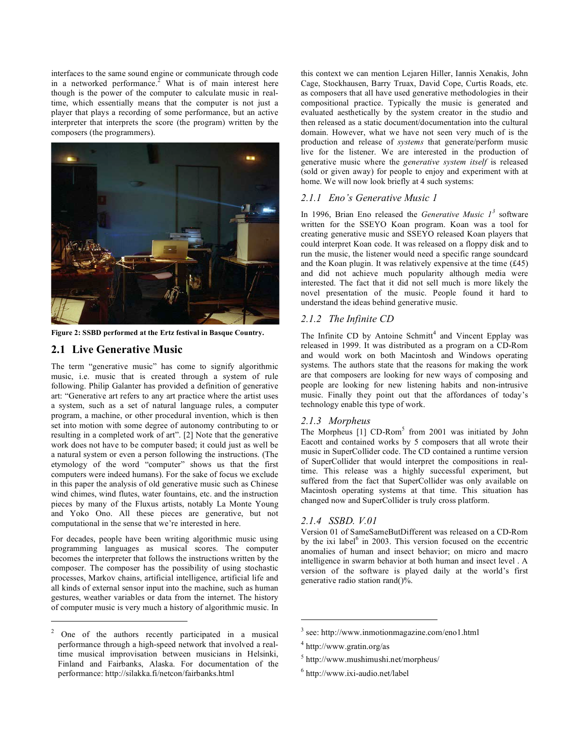interfaces to the same sound engine or communicate through code in a networked performance.[2] What is of main interest here though is the power of the computer to calculate music in real-time, which essentially means that the computer is not just a player that plays a recording of some performance, but an active interpreter that interprets the score (the program) written by the composers (the programmers).

**Figure 2: SSBD performed at the Ertz festival in Basque Country.**

## 2.1 Live Generative Music

The term "generative music" has come to signify algorithmic music, i.e. music that is created through a system of rule following. Philip Galanter has provided a definition of generative art: "Generative art refers to any art practice where the artist uses a system, such as a set of natural language rules, a computer program, a machine, or other procedural invention, which is then set into motion with some degree of autonomy contributing to or resulting in a completed work of art". [2] Note that the generative work does not have to be computer based; it could just as well be a natural system or even a person following the instructions. (The etymology of the word "computer" shows us that the first computers were indeed humans). For the sake of focus we exclude in this paper the analysis of old generative music such as Chinese wind chimes, wind flutes, water fountains, etc. and the instruction pieces by many of the Fluxus artists, notably La Monte Young and Yoko Ono. All these pieces are generative, but not computational in the sense that we're interested in here.

For decades, people have been writing algorithmic music using programming languages as musical scores. The computer becomes the interpreter that follows the instructions written by the composer. The composer has the possibility of using stochastic processes, Markov chains, artificial intelligence, artificial life and all kinds of external sensor input into the machine, such as human gestures, weather variables or data from the internet. The history of computer music is very much a history of algorithmic music. In this context we can mention Lejaren Hiller, Iannis Xenakis, John Cage, Stockhausen, Barry Truax, David Cope, Curtis Roads, etc. as composers that all have used generative methodologies in their compositional practice. Typically the music is generated and evaluated aesthetically by the system creator in the studio and then released as a static document/documentation into the cultural domain. However, what we have not seen very much of is the production and release of *systems* that generate/perform music live for the listener. We are interested in the production of generative music where the *generative system itself* is released (sold or given away) for people to enjoy and experiment with at home. We will now look briefly at 4 such systems:

### 2.1.1 Eno's Generative Music 1

In 1996, Brian Eno released the *Generative Music 1*[3] software written for the SSEYO Koan program. Koan was a tool for creating generative music and SSEYO released Koan players that could interpret Koan code. It was released on a floppy disk and to run the music, the listener would need a specific range soundcard and the Koan plugin. It was relatively expensive at the time (£45) and did not achieve much popularity although media were interested. The fact that it did not sell much is more likely the novel presentation of the music. People found it hard to understand the ideas behind generative music.

### 2.1.2 The Infinite CD

The Infinite CD by Antoine Schmitt[4] and Vincent Epplay was released in 1999. It was distributed as a program on a CD-Rom and would work on both Macintosh and Windows operating systems. The authors state that the reasons for making the work are that composers are looking for new ways of composing and people are looking for new listening habits and non-intrusive music. Finally they point out that the affordances of today's technology enable this type of work.

### 2.1.3 Morpheus

The Morpheus [1] CD-Rom[5] from 2001 was initiated by John Eacott and contained works by 5 composers that all wrote their music in SuperCollider code. The CD contained a runtime version of SuperCollider that would interpret the compositions in real-time. This release was a highly successful experiment, but suffered from the fact that SuperCollider was only available on Macintosh operating systems at that time. This situation has changed now and SuperCollider is truly cross platform.

### 2.1.4 SSBD. V.01

Version 01 of SameSameButDifferent was released on a CD-Rom by the ixi label[6] in 2003. This version focused on the eccentric anomalies of human and insect behavior; on micro and macro intelligence in swarm behavior at both human and insect level . A version of the software is played daily at the world's first generative radio station rand()%.

---

[2] One of the authors recently participated in a musical performance through a high-speed network that involved a real-time musical improvisation between musicians in Helsinki, Finland and Fairbanks, Alaska. For documentation of the performance: http://silakka.fi/netcon/fairbanks.html

[3] see: http://www.inmotionmagazine.com/eno1.html

[4] http://www.gratin.org/as

[5] http://www.mushimushi.net/morpheus/

[6] http://www.ixi-audio.net/label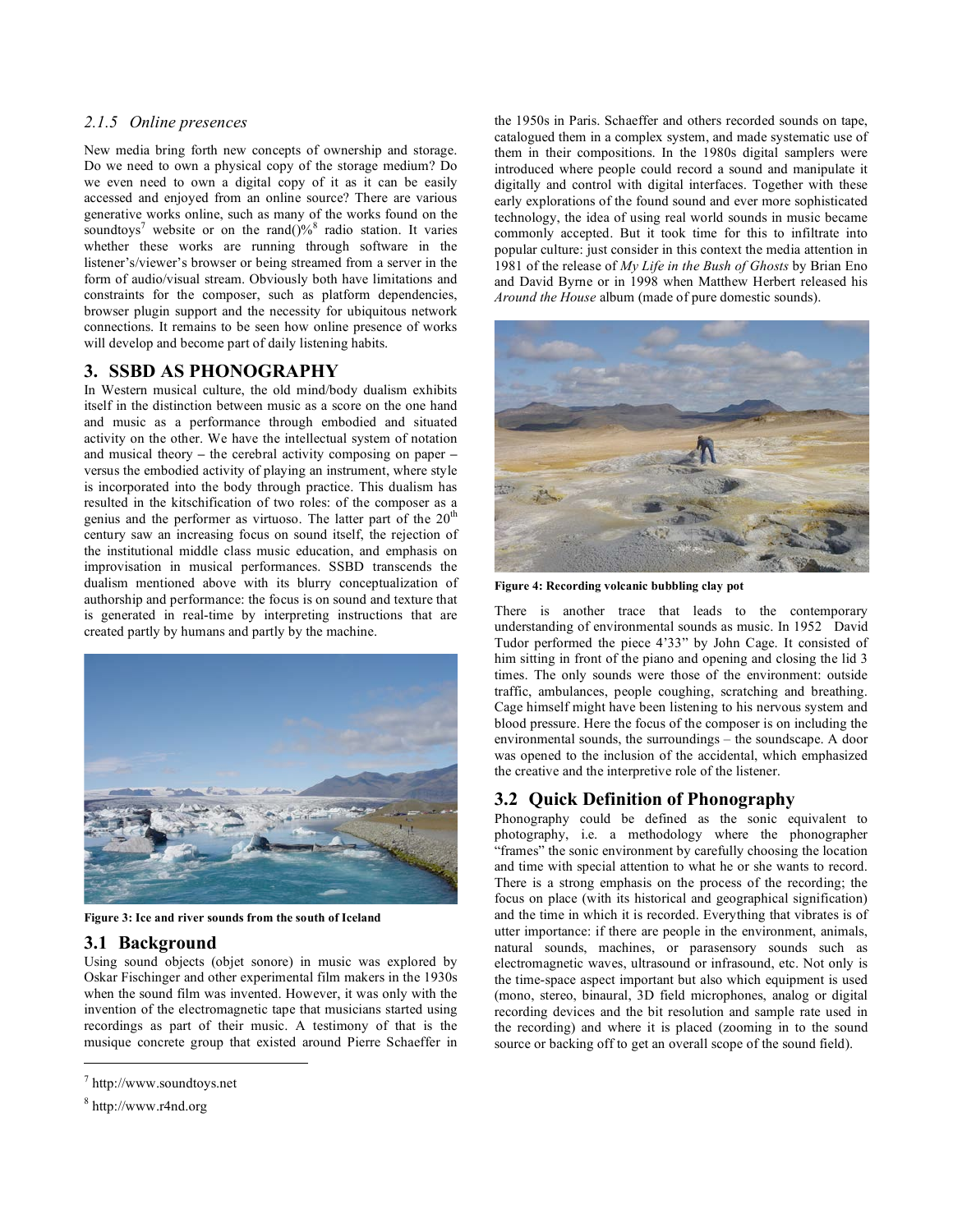### 2.1.5 Online presences

New media bring forth new concepts of ownership and storage. Do we need to own a physical copy of the storage medium? Do we even need to own a digital copy of it as it can be easily accessed and enjoyed from an online source? There are various generative works online, such as many of the works found on the soundtoys[7] website or on the rand()%[8] radio station. It varies whether these works are running through software in the listener's/viewer's browser or being streamed from a server in the form of audio/visual stream. Obviously both have limitations and constraints for the composer, such as platform dependencies, browser plugin support and the necessity for ubiquitous network connections. It remains to be seen how online presence of works will develop and become part of daily listening habits.

## 3. SSBD AS PHONOGRAPHY

In Western musical culture, the old mind/body dualism exhibits itself in the distinction between music as a score on the one hand and music as a performance through embodied and situated activity on the other. We have the intellectual system of notation and musical theory – the cerebral activity composing on paper – versus the embodied activity of playing an instrument, where style is incorporated into the body through practice. This dualism has resulted in the kitschification of two roles: of the composer as a genius and the performer as virtuoso. The latter part of the 20th century saw an increasing focus on sound itself, the rejection of the institutional middle class music education, and emphasis on improvisation in musical performances. SSBD transcends the dualism mentioned above with its blurry conceptualization of authorship and performance: the focus is on sound and texture that is generated in real-time by interpreting instructions that are created partly by humans and partly by the machine.

**Figure 3: Ice and river sounds from the south of Iceland**

### 3.1 Background

Using sound objects (objet sonore) in music was explored by Oskar Fischinger and other experimental film makers in the 1930s when the sound film was invented. However, it was only with the invention of the electromagnetic tape that musicians started using recordings as part of their music. A testimony of that is the musique concrete group that existed around Pierre Schaeffer in the 1950s in Paris. Schaeffer and others recorded sounds on tape, catalogued them in a complex system, and made systematic use of them in their compositions. In the 1980s digital samplers were introduced where people could record a sound and manipulate it digitally and control with digital interfaces. Together with these early explorations of the found sound and ever more sophisticated technology, the idea of using real world sounds in music became commonly accepted. But it took time for this to infiltrate into popular culture: just consider in this context the media attention in 1981 of the release of *My Life in the Bush of Ghosts* by Brian Eno and David Byrne or in 1998 when Matthew Herbert released his *Around the House* album (made of pure domestic sounds).

**Figure 4: Recording volcanic bubbling clay pot**

There is another trace that leads to the contemporary understanding of environmental sounds as music. In 1952 David Tudor performed the piece 4'33" by John Cage. It consisted of him sitting in front of the piano and opening and closing the lid 3 times. The only sounds were those of the environment: outside traffic, ambulances, people coughing, scratching and breathing. Cage himself might have been listening to his nervous system and blood pressure. Here the focus of the composer is on including the environmental sounds, the surroundings – the soundscape. A door was opened to the inclusion of the accidental, which emphasized the creative and the interpretive role of the listener.

### 3.2 Quick Definition of Phonography

Phonography could be defined as the sonic equivalent to photography, i.e. a methodology where the phonographer "frames" the sonic environment by carefully choosing the location and time with special attention to what he or she wants to record. There is a strong emphasis on the process of the recording; the focus on place (with its historical and geographical signification) and the time in which it is recorded. Everything that vibrates is of utter importance: if there are people in the environment, animals, natural sounds, machines, or parasensory sounds such as electromagnetic waves, ultrasound or infrasound, etc. Not only is the time-space aspect important but also which equipment is used (mono, stereo, binaural, 3D field microphones, analog or digital recording devices and the bit resolution and sample rate used in the recording) and where it is placed (zooming in to the sound source or backing off to get an overall scope of the sound field).

[7] http://www.soundtoys.net

[8] http://www.r4nd.org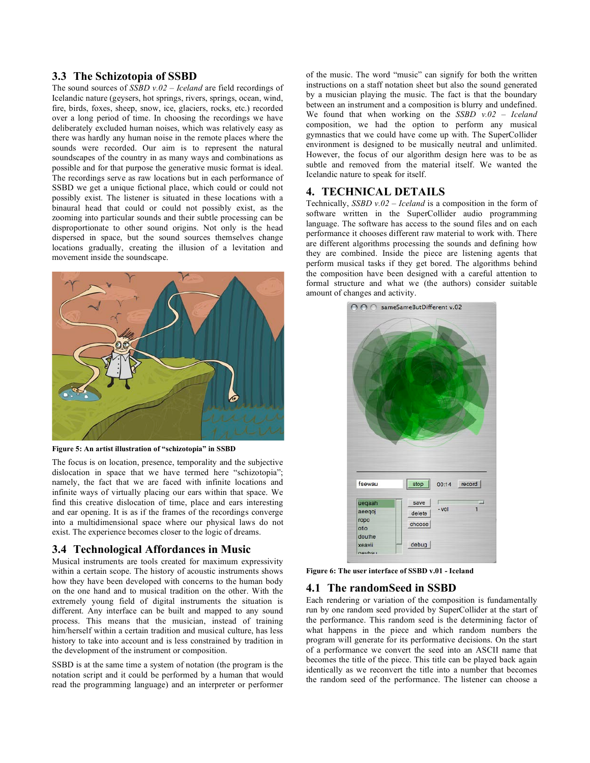## 3.3 The Schizotopia of SSBD

The sound sources of *SSBD v.02 – Iceland* are field recordings of Icelandic nature (geysers, hot springs, rivers, springs, ocean, wind, fire, birds, foxes, sheep, snow, ice, glaciers, rocks, etc.) recorded over a long period of time. In choosing the recordings we have deliberately excluded human noises, which was relatively easy as there was hardly any human noise in the remote places where the sounds were recorded. Our aim is to represent the natural soundscapes of the country in as many ways and combinations as possible and for that purpose the generative music format is ideal. The recordings serve as raw locations but in each performance of SSBD we get a unique fictional place, which could or could not possibly exist. The listener is situated in these locations with a binaural head that could or could not possibly exist, as the zooming into particular sounds and their subtle processing can be disproportionate to other sound origins. Not only is the head dispersed in space, but the sound sources themselves change locations gradually, creating the illusion of a levitation and movement inside the soundscape.

**Figure 5: An artist illustration of "schizotopia" in SSBD**

The focus is on location, presence, temporality and the subjective dislocation in space that we have termed here "schizotopia"; namely, the fact that we are faced with infinite locations and infinite ways of virtually placing our ears within that space. We find this creative dislocation of time, place and ears interesting and ear opening. It is as if the frames of the recordings converge into a multidimensional space where our physical laws do not exist. The experience becomes closer to the logic of dreams.

## 3.4 Technological Affordances in Music

Musical instruments are tools created for maximum expressivity within a certain scope. The history of acoustic instruments shows how they have been developed with concerns to the human body on the one hand and to musical tradition on the other. With the extremely young field of digital instruments the situation is different. Any interface can be built and mapped to any sound process. This means that the musician, instead of training him/herself within a certain tradition and musical culture, has less history to take into account and is less constrained by tradition in the development of the instrument or composition.

SSBD is at the same time a system of notation (the program is the notation script and it could be performed by a human that would read the programming language) and an interpreter or performer of the music. The word "music" can signify for both the written instructions on a staff notation sheet but also the sound generated by a musician playing the music. The fact is that the boundary between an instrument and a composition is blurry and undefined. We found that when working on the *SSBD v.02 – Iceland* composition, we had the option to perform any musical gymnastics that we could have come up with. The SuperCollider environment is designed to be musically neutral and unlimited. However, the focus of our algorithm design here was to be as subtle and removed from the material itself. We wanted the Icelandic nature to speak for itself.

# 4. TECHNICAL DETAILS

Technically, *SSBD v.02 – Iceland* is a composition in the form of software written in the SuperCollider audio programming language. The software has access to the sound files and on each performance it chooses different raw material to work with. There are different algorithms processing the sounds and defining how they are combined. Inside the piece are listening agents that perform musical tasks if they get bored. The algorithms behind the composition have been designed with a careful attention to formal structure and what we (the authors) consider suitable amount of changes and activity.

**Figure 6: The user interface of SSBD v.01 - Iceland**

## 4.1 The randomSeed in SSBD

Each rendering or variation of the composition is fundamentally run by one random seed provided by SuperCollider at the start of the performance. This random seed is the determining factor of what happens in the piece and which random numbers the program will generate for its performative decisions. On the start of a performance we convert the seed into an ASCII name that becomes the title of the piece. This title can be played back again identically as we reconvert the title into a number that becomes the random seed of the performance. The listener can choose a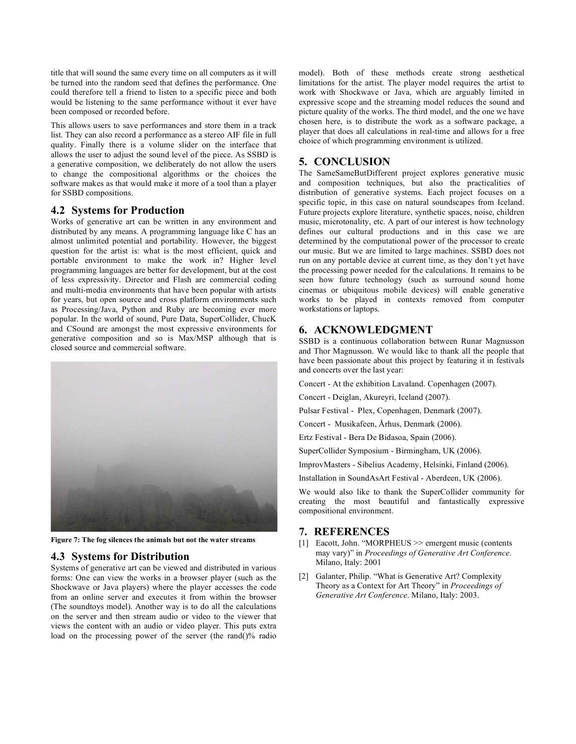title that will sound the same every time on all computers as it will be turned into the random seed that defines the performance. One could therefore tell a friend to listen to a specific piece and both would be listening to the same performance without it ever have been composed or recorded before.

This allows users to save performances and store them in a track list. They can also record a performance as a stereo AIF file in full quality. Finally there is a volume slider on the interface that allows the user to adjust the sound level of the piece. As SSBD is a generative composition, we deliberately do not allow the users to change the compositional algorithms or the choices the software makes as that would make it more of a tool than a player for SSBD compositions.

## 4.2 Systems for Production

Works of generative art can be written in any environment and distributed by any means. A programming language like C has an almost unlimited potential and portability. However, the biggest question for the artist is: what is the most efficient, quick and portable environment to make the work in? Higher level programming languages are better for development, but at the cost of less expressivity. Director and Flash are commercial coding and multi-media environments that have been popular with artists for years, but open source and cross platform environments such as Processing/Java, Python and Ruby are becoming ever more popular. In the world of sound, Pure Data, SuperCollider, ChucK and CSound are amongst the most expressive environments for generative composition and so is Max/MSP although that is closed source and commercial software.

**Figure 7: The fog silences the animals but not the water streams**

## 4.3 Systems for Distribution

Systems of generative art can be viewed and distributed in various forms: One can view the works in a browser player (such as the Shockwave or Java players) where the player accesses the code from an online server and executes it from within the browser (The soundtoys model). Another way is to do all the calculations on the server and then stream audio or video to the viewer that views the content with an audio or video player. This puts extra load on the processing power of the server (the rand()% radio model). Both of these methods create strong aesthetical limitations for the artist. The player model requires the artist to work with Shockwave or Java, which are arguably limited in expressive scope and the streaming model reduces the sound and picture quality of the works. The third model, and the one we have chosen here, is to distribute the work as a software package, a player that does all calculations in real-time and allows for a free choice of which programming environment is utilized.

# 5. CONCLUSION

The SameSameButDifferent project explores generative music and composition techniques, but also the practicalities of distribution of generative systems. Each project focuses on a specific topic, in this case on natural soundscapes from Iceland. Future projects explore literature, synthetic spaces, noise, children music, microtonality, etc. A part of our interest is how technology defines our cultural productions and in this case we are determined by the computational power of the processor to create our music. But we are limited to large machines. SSBD does not run on any portable device at current time, as they don't yet have the processing power needed for the calculations. It remains to be seen how future technology (such as surround sound home cinemas or ubiquitous mobile devices) will enable generative works to be played in contexts removed from computer workstations or laptops.

# 6. ACKNOWLEDGMENT

SSBD is a continuous collaboration between Runar Magnusson and Thor Magnusson. We would like to thank all the people that have been passionate about this project by featuring it in festivals and concerts over the last year:

Concert - At the exhibition Lavaland. Copenhagen (2007).

Concert - Deiglan, Akureyri, Iceland (2007).

Pulsar Festival - Plex, Copenhagen, Denmark (2007).

Concert - Musikafeen, Århus, Denmark (2006).

Ertz Festival - Bera De Bidasoa, Spain (2006).

SuperCollider Symposium - Birmingham, UK (2006).

ImprovMasters - Sibelius Academy, Helsinki, Finland (2006).

Installation in SoundAsArt Festival - Aberdeen, UK (2006).

We would also like to thank the SuperCollider community for creating the most beautiful and fantastically expressive compositional environment.

# 7. REFERENCES

[1] Eacott, John. "MORPHEUS >> emergent music (contents may vary)" in *Proceedings of Generative Art Conference*. Milano, Italy: 2001

[2] Galanter, Philip. "What is Generative Art? Complexity Theory as a Context for Art Theory" in *Proceedings of Generative Art Conference*. Milano, Italy: 2003.